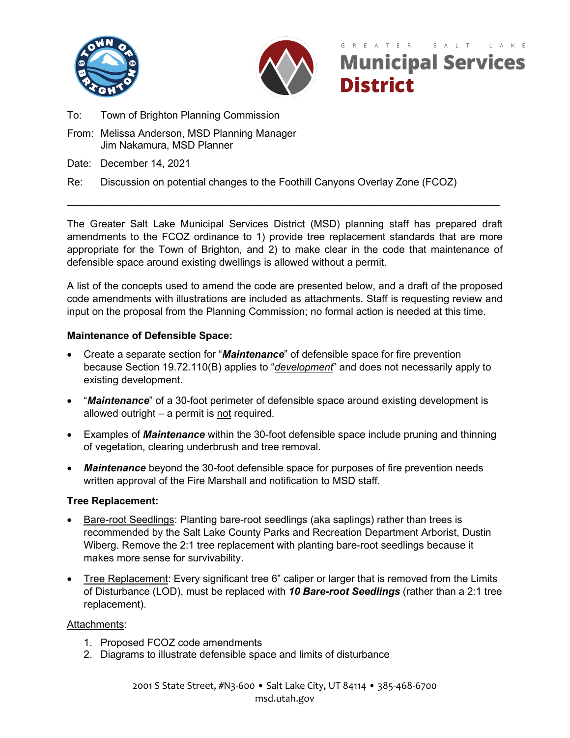Greater Salt Lake Municipal Services District

To: Town of Brighton Planning Commission

From: Melissa Anderson, MSD Planning Manager
Jim Nakamura, MSD Planner

Date: December 14, 2021

Re: Discussion on potential changes to the Foothill Canyons Overlay Zone (FCOZ)

---

The Greater Salt Lake Municipal Services District (MSD) planning staff has prepared draft amendments to the FCOZ ordinance to 1) provide tree replacement standards that are more appropriate for the Town of Brighton, and 2) to make clear in the code that maintenance of defensible space around existing dwellings is allowed without a permit.

A list of the concepts used to amend the code are presented below, and a draft of the proposed code amendments with illustrations are included as attachments. Staff is requesting review and input on the proposal from the Planning Commission; no formal action is needed at this time.

**Maintenance of Defensible Space:**

- Create a separate section for "***Maintenance***" of defensible space for fire prevention because Section 19.72.110(B) applies to "<u>*development*</u>" and does not necessarily apply to existing development.
- "***Maintenance***" of a 30-foot perimeter of defensible space around existing development is allowed outright – a permit is <u>not</u> required.
- Examples of ***Maintenance*** within the 30-foot defensible space include pruning and thinning of vegetation, clearing underbrush and tree removal.
- ***Maintenance*** beyond the 30-foot defensible space for purposes of fire prevention needs written approval of the Fire Marshall and notification to MSD staff.

**Tree Replacement:**

- <u>Bare-root Seedlings</u>: Planting bare-root seedlings (aka saplings) rather than trees is recommended by the Salt Lake County Parks and Recreation Department Arborist, Dustin Wiberg. Remove the 2:1 tree replacement with planting bare-root seedlings because it makes more sense for survivability.
- <u>Tree Replacement</u>: Every significant tree 6" caliper or larger that is removed from the Limits of Disturbance (LOD), must be replaced with ***10 Bare-root Seedlings*** (rather than a 2:1 tree replacement).

<u>Attachments</u>:

1. Proposed FCOZ code amendments
2. Diagrams to illustrate defensible space and limits of disturbance

2001 S State Street, #N3-600 • Salt Lake City, UT 84114 • 385-468-6700
msd.utah.gov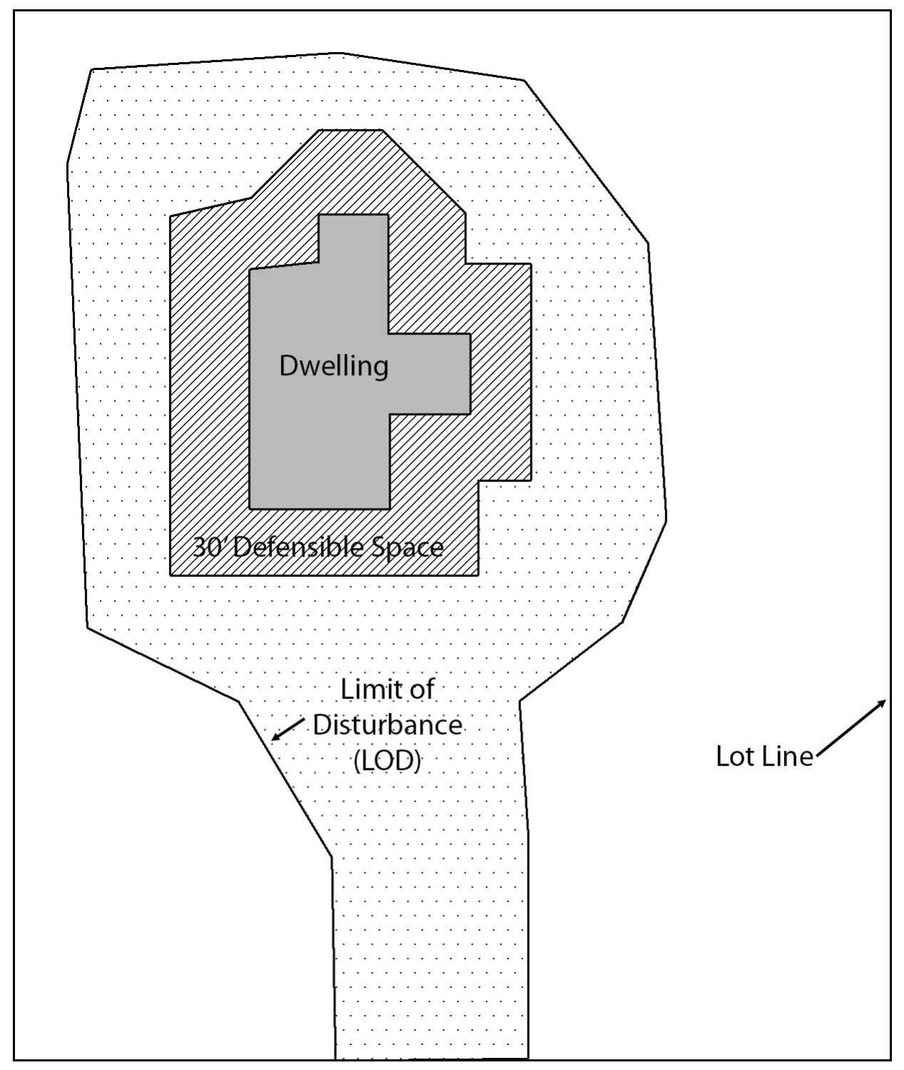Dwelling

30' Defensible Space

Limit of Disturbance (LOD)

Lot Line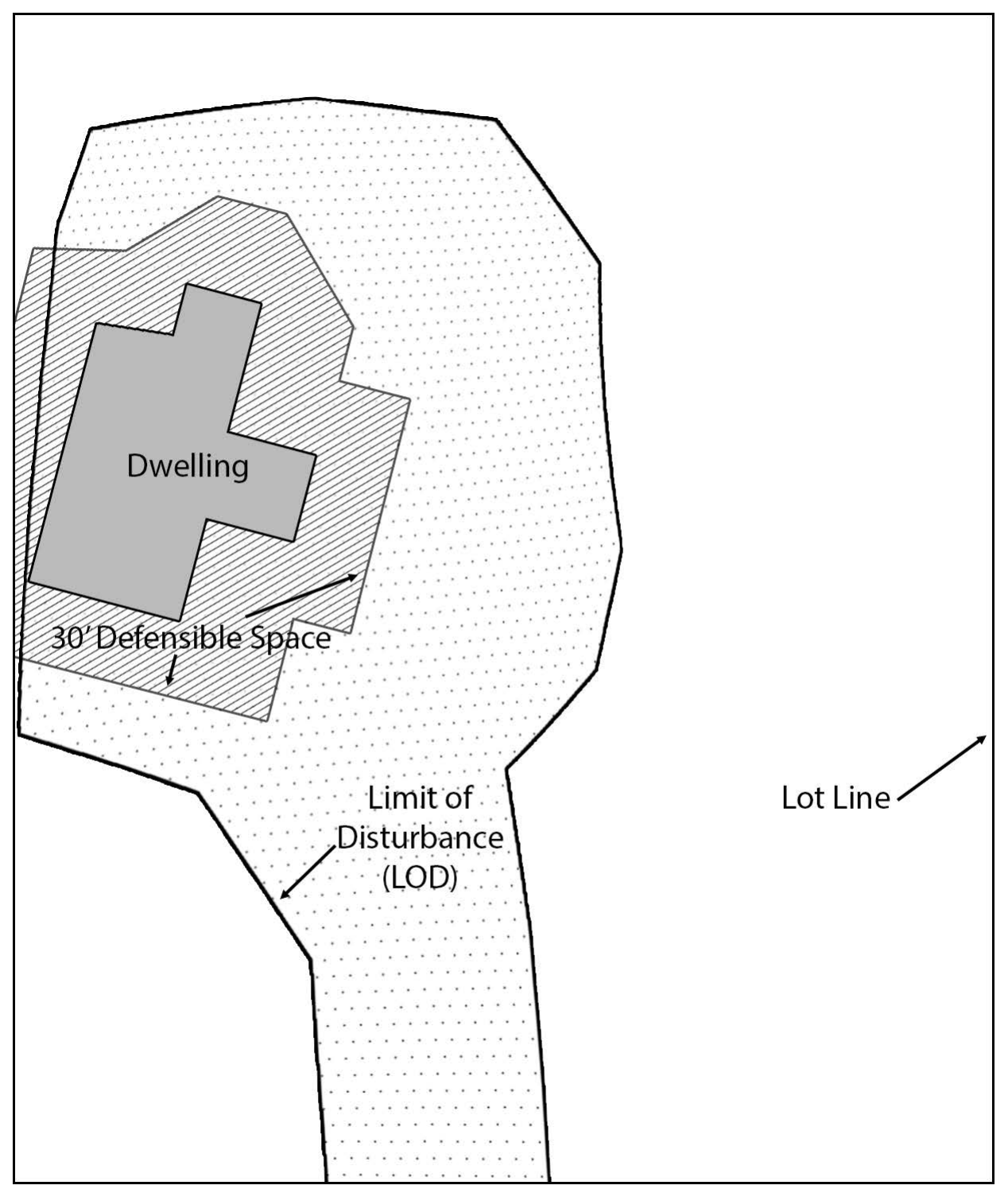Dwelling

30' Defensible Space

Limit of Disturbance (LOD)

Lot Line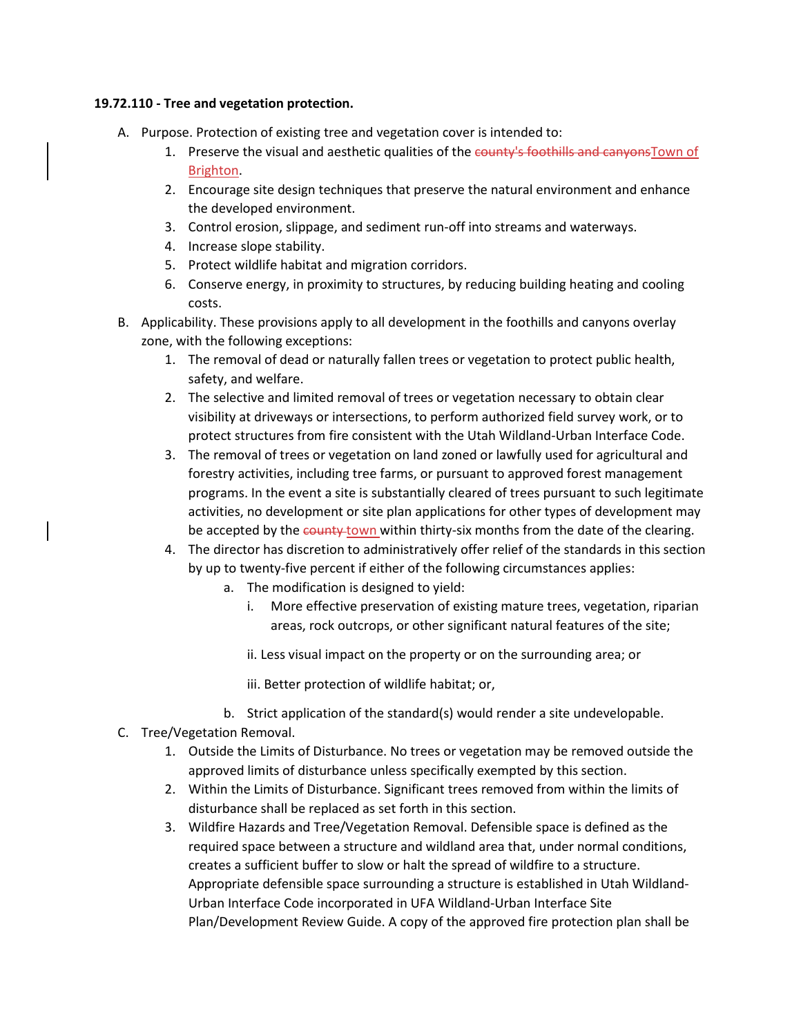**19.72.110 - Tree and vegetation protection.**

A. Purpose. Protection of existing tree and vegetation cover is intended to:
   1. Preserve the visual and aesthetic qualities of the ~~county's foothills and canyons~~Town of Brighton.
   2. Encourage site design techniques that preserve the natural environment and enhance the developed environment.
   3. Control erosion, slippage, and sediment run-off into streams and waterways.
   4. Increase slope stability.
   5. Protect wildlife habitat and migration corridors.
   6. Conserve energy, in proximity to structures, by reducing building heating and cooling costs.

B. Applicability. These provisions apply to all development in the foothills and canyons overlay zone, with the following exceptions:
   1. The removal of dead or naturally fallen trees or vegetation to protect public health, safety, and welfare.
   2. The selective and limited removal of trees or vegetation necessary to obtain clear visibility at driveways or intersections, to perform authorized field survey work, or to protect structures from fire consistent with the Utah Wildland-Urban Interface Code.
   3. The removal of trees or vegetation on land zoned or lawfully used for agricultural and forestry activities, including tree farms, or pursuant to approved forest management programs. In the event a site is substantially cleared of trees pursuant to such legitimate activities, no development or site plan applications for other types of development may be accepted by the ~~county~~ town within thirty-six months from the date of the clearing.
   4. The director has discretion to administratively offer relief of the standards in this section by up to twenty-five percent if either of the following circumstances applies:
      a. The modification is designed to yield:
         i. More effective preservation of existing mature trees, vegetation, riparian areas, rock outcrops, or other significant natural features of the site;
         ii. Less visual impact on the property or on the surrounding area; or
         iii. Better protection of wildlife habitat; or,
      b. Strict application of the standard(s) would render a site undevelopable.

C. Tree/Vegetation Removal.
   1. Outside the Limits of Disturbance. No trees or vegetation may be removed outside the approved limits of disturbance unless specifically exempted by this section.
   2. Within the Limits of Disturbance. Significant trees removed from within the limits of disturbance shall be replaced as set forth in this section.
   3. Wildfire Hazards and Tree/Vegetation Removal. Defensible space is defined as the required space between a structure and wildland area that, under normal conditions, creates a sufficient buffer to slow or halt the spread of wildfire to a structure. Appropriate defensible space surrounding a structure is established in Utah Wildland-Urban Interface Code incorporated in UFA Wildland-Urban Interface Site Plan/Development Review Guide. A copy of the approved fire protection plan shall be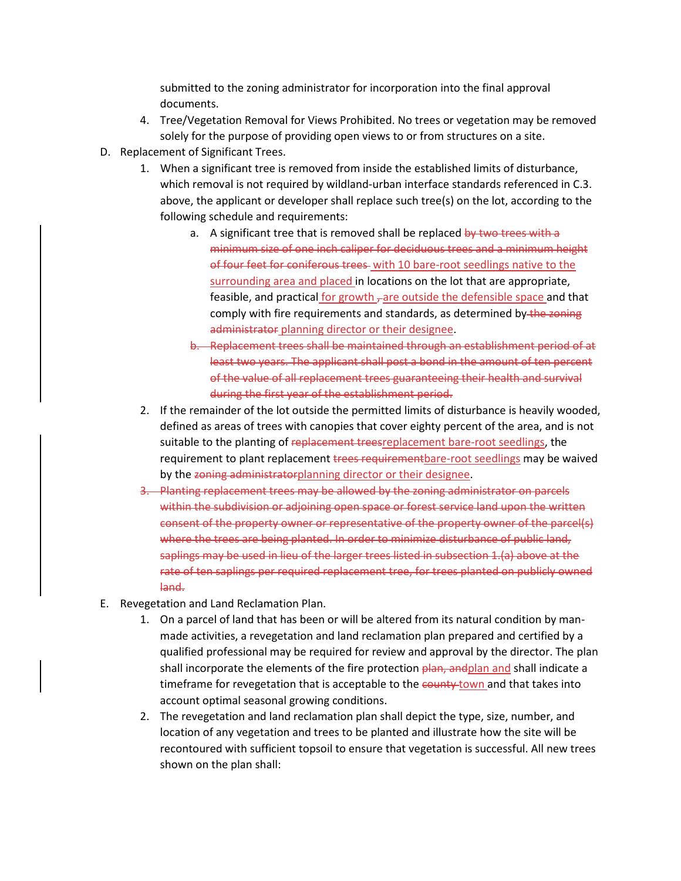submitted to the zoning administrator for incorporation into the final approval documents.

4. Tree/Vegetation Removal for Views Prohibited. No trees or vegetation may be removed solely for the purpose of providing open views to or from structures on a site.

D. Replacement of Significant Trees.

1. When a significant tree is removed from inside the established limits of disturbance, which removal is not required by wildland-urban interface standards referenced in C.3. above, the applicant or developer shall replace such tree(s) on the lot, according to the following schedule and requirements:

   a. A significant tree that is removed shall be replaced ~~by two trees with a minimum size of one inch caliper for deciduous trees and a minimum height of four feet for coniferous trees~~ <u>with 10 bare-root seedlings native to the surrounding area and placed</u> in locations on the lot that are appropriate, feasible, and practical <u>for growth</u> ~~,~~ <u>are outside the defensible space</u> and that comply with fire requirements and standards, as determined by ~~the zoning administrator~~ <u>planning director or their designee</u>.

   ~~b. Replacement trees shall be maintained through an establishment period of at least two years. The applicant shall post a bond in the amount of ten percent of the value of all replacement trees guaranteeing their health and survival during the first year of the establishment period.~~

2. If the remainder of the lot outside the permitted limits of disturbance is heavily wooded, defined as areas of trees with canopies that cover eighty percent of the area, and is not suitable to the planting of ~~replacement trees~~<u>replacement bare-root seedlings</u>, the requirement to plant replacement ~~trees requirement~~<u>bare-root seedlings</u> may be waived by the ~~zoning administrator~~<u>planning director or their designee</u>.

~~3. Planting replacement trees may be allowed by the zoning administrator on parcels within the subdivision or adjoining open space or forest service land upon the written consent of the property owner or representative of the property owner of the parcel(s) where the trees are being planted. In order to minimize disturbance of public land, saplings may be used in lieu of the larger trees listed in subsection 1.(a) above at the rate of ten saplings per required replacement tree, for trees planted on publicly owned land.~~

E. Revegetation and Land Reclamation Plan.

1. On a parcel of land that has been or will be altered from its natural condition by man-made activities, a revegetation and land reclamation plan prepared and certified by a qualified professional may be required for review and approval by the director. The plan shall incorporate the elements of the fire protection ~~plan, and~~<u>plan and</u> shall indicate a timeframe for revegetation that is acceptable to the ~~county~~ <u>town</u> and that takes into account optimal seasonal growing conditions.

2. The revegetation and land reclamation plan shall depict the type, size, number, and location of any vegetation and trees to be planted and illustrate how the site will be recontoured with sufficient topsoil to ensure that vegetation is successful. All new trees shown on the plan shall: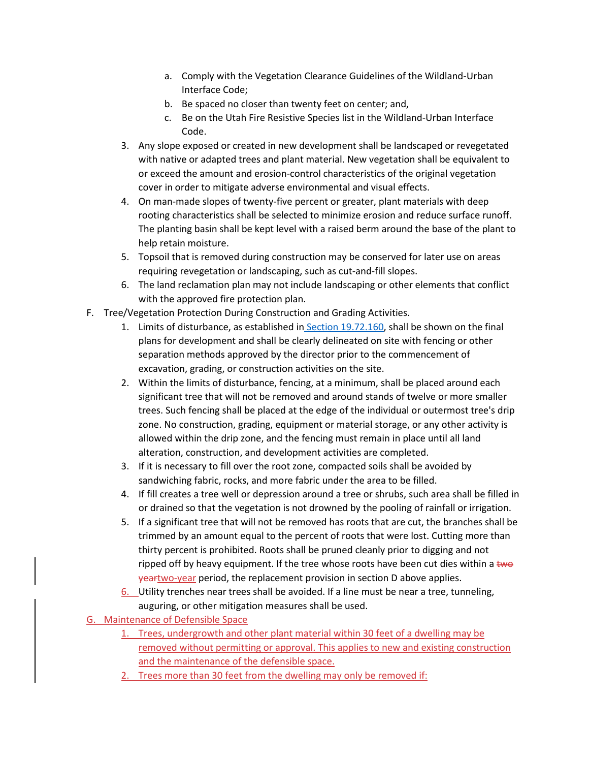a. Comply with the Vegetation Clearance Guidelines of the Wildland-Urban Interface Code;
b. Be spaced no closer than twenty feet on center; and,
c. Be on the Utah Fire Resistive Species list in the Wildland-Urban Interface Code.

3. Any slope exposed or created in new development shall be landscaped or revegetated with native or adapted trees and plant material. New vegetation shall be equivalent to or exceed the amount and erosion-control characteristics of the original vegetation cover in order to mitigate adverse environmental and visual effects.
4. On man-made slopes of twenty-five percent or greater, plant materials with deep rooting characteristics shall be selected to minimize erosion and reduce surface runoff. The planting basin shall be kept level with a raised berm around the base of the plant to help retain moisture.
5. Topsoil that is removed during construction may be conserved for later use on areas requiring revegetation or landscaping, such as cut-and-fill slopes.
6. The land reclamation plan may not include landscaping or other elements that conflict with the approved fire protection plan.

F. Tree/Vegetation Protection During Construction and Grading Activities.

1. Limits of disturbance, as established in Section 19.72.160, shall be shown on the final plans for development and shall be clearly delineated on site with fencing or other separation methods approved by the director prior to the commencement of excavation, grading, or construction activities on the site.
2. Within the limits of disturbance, fencing, at a minimum, shall be placed around each significant tree that will not be removed and around stands of twelve or more smaller trees. Such fencing shall be placed at the edge of the individual or outermost tree's drip zone. No construction, grading, equipment or material storage, or any other activity is allowed within the drip zone, and the fencing must remain in place until all land alteration, construction, and development activities are completed.
3. If it is necessary to fill over the root zone, compacted soils shall be avoided by sandwiching fabric, rocks, and more fabric under the area to be filled.
4. If fill creates a tree well or depression around a tree or shrubs, such area shall be filled in or drained so that the vegetation is not drowned by the pooling of rainfall or irrigation.
5. If a significant tree that will not be removed has roots that are cut, the branches shall be trimmed by an amount equal to the percent of roots that were lost. Cutting more than thirty percent is prohibited. Roots shall be pruned cleanly prior to digging and not ripped off by heavy equipment. If the tree whose roots have been cut dies within a ~~two year~~two-year period, the replacement provision in section D above applies.
6. Utility trenches near trees shall be avoided. If a line must be near a tree, tunneling, auguring, or other mitigation measures shall be used.

G. Maintenance of Defensible Space

1. Trees, undergrowth and other plant material within 30 feet of a dwelling may be removed without permitting or approval. This applies to new and existing construction and the maintenance of the defensible space.
2. Trees more than 30 feet from the dwelling may only be removed if: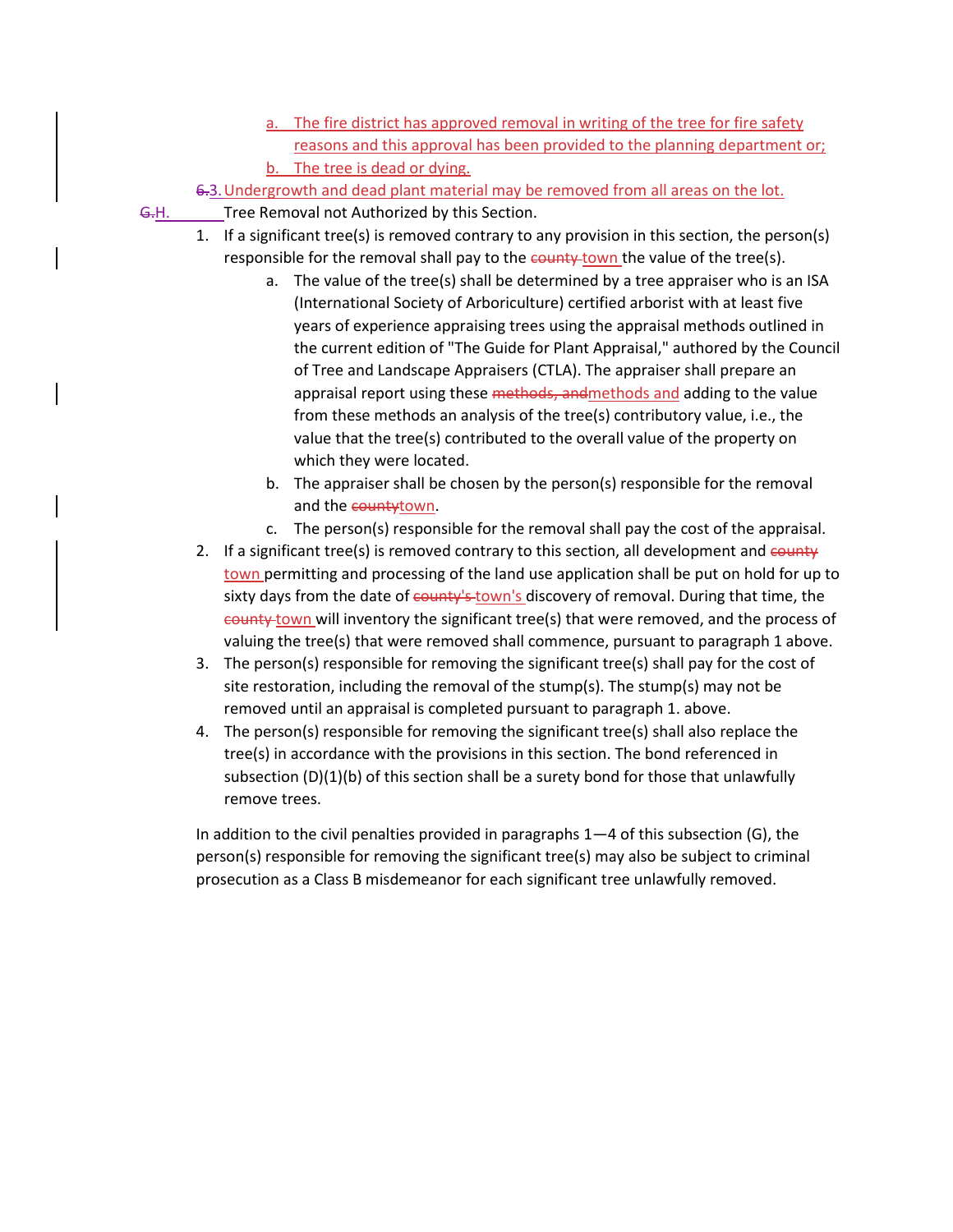a. The fire district has approved removal in writing of the tree for fire safety reasons and this approval has been provided to the planning department or;

b. The tree is dead or dying.

~~6.~~3. Undergrowth and dead plant material may be removed from all areas on the lot.

~~G.~~H. Tree Removal not Authorized by this Section.

1. If a significant tree(s) is removed contrary to any provision in this section, the person(s) responsible for the removal shall pay to the ~~county~~ town the value of the tree(s).
   a. The value of the tree(s) shall be determined by a tree appraiser who is an ISA (International Society of Arboriculture) certified arborist with at least five years of experience appraising trees using the appraisal methods outlined in the current edition of "The Guide for Plant Appraisal," authored by the Council of Tree and Landscape Appraisers (CTLA). The appraiser shall prepare an appraisal report using these ~~methods, and~~methods and adding to the value from these methods an analysis of the tree(s) contributory value, i.e., the value that the tree(s) contributed to the overall value of the property on which they were located.
   b. The appraiser shall be chosen by the person(s) responsible for the removal and the ~~county~~town.
   c. The person(s) responsible for the removal shall pay the cost of the appraisal.
2. If a significant tree(s) is removed contrary to this section, all development and ~~county~~ town permitting and processing of the land use application shall be put on hold for up to sixty days from the date of ~~county's~~ town's discovery of removal. During that time, the ~~county~~ town will inventory the significant tree(s) that were removed, and the process of valuing the tree(s) that were removed shall commence, pursuant to paragraph 1 above.
3. The person(s) responsible for removing the significant tree(s) shall pay for the cost of site restoration, including the removal of the stump(s). The stump(s) may not be removed until an appraisal is completed pursuant to paragraph 1. above.
4. The person(s) responsible for removing the significant tree(s) shall also replace the tree(s) in accordance with the provisions in this section. The bond referenced in subsection (D)(1)(b) of this section shall be a surety bond for those that unlawfully remove trees.

In addition to the civil penalties provided in paragraphs 1—4 of this subsection (G), the person(s) responsible for removing the significant tree(s) may also be subject to criminal prosecution as a Class B misdemeanor for each significant tree unlawfully removed.